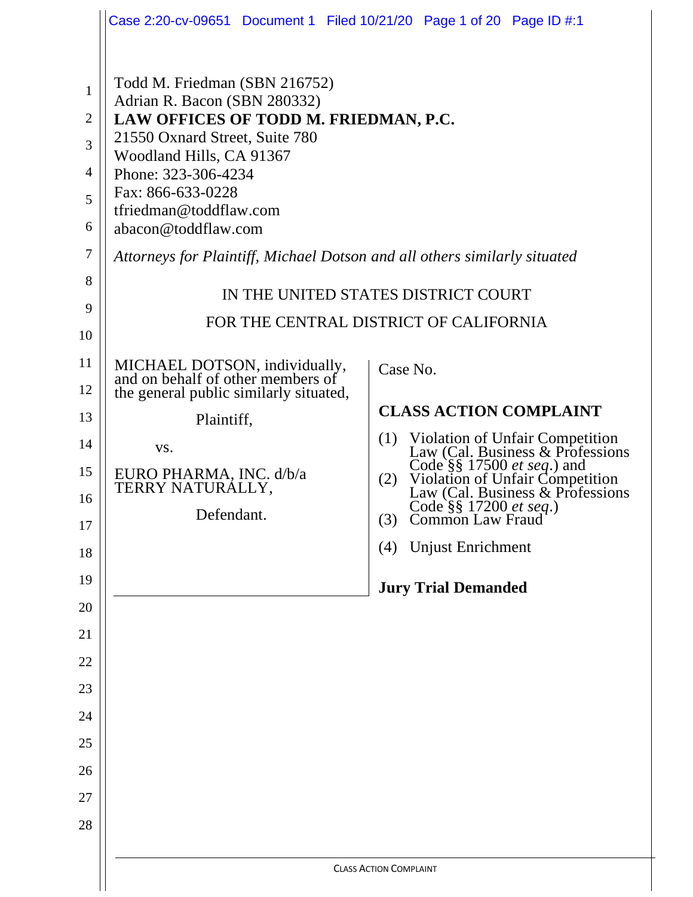Todd M. Friedman (SBN 216752)
Adrian R. Bacon (SBN 280332)
**LAW OFFICES OF TODD M. FRIEDMAN, P.C.**
21550 Oxnard Street, Suite 780
Woodland Hills, CA 91367
Phone: 323-306-4234
Fax: 866-633-0228
tfriedman@toddflaw.com
abacon@toddflaw.com

*Attorneys for Plaintiff, Michael Dotson and all others similarly situated*

IN THE UNITED STATES DISTRICT COURT

FOR THE CENTRAL DISTRICT OF CALIFORNIA

MICHAEL DOTSON, individually, and on behalf of other members of the general public similarly situated,

Plaintiff,

vs.

EURO PHARMA, INC. d/b/a TERRY NATURALLY,

Defendant.

Case No.

**CLASS ACTION COMPLAINT**

(1) Violation of Unfair Competition Law (Cal. Business & Professions Code §§ 17500 *et seq*.) and
(2) Violation of Unfair Competition Law (Cal. Business & Professions Code §§ 17200 *et seq*.)
(3) Common Law Fraud
(4) Unjust Enrichment

**Jury Trial Demanded**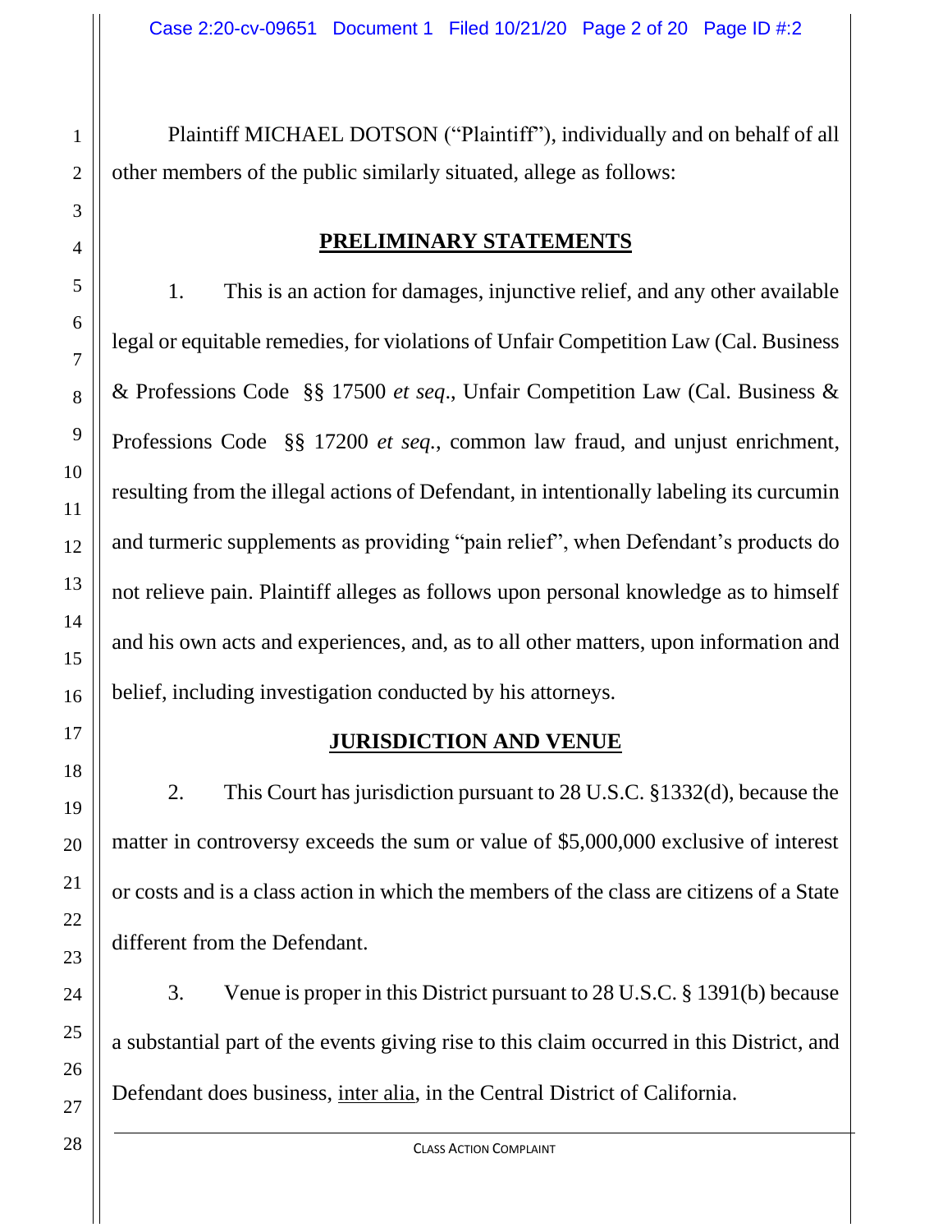Plaintiff MICHAEL DOTSON ("Plaintiff"), individually and on behalf of all other members of the public similarly situated, allege as follows:

## **PRELIMINARY STATEMENTS**

1. This is an action for damages, injunctive relief, and any other available legal or equitable remedies, for violations of Unfair Competition Law (Cal. Business & Professions Code §§ 17500 *et seq*., Unfair Competition Law (Cal. Business & Professions Code §§ 17200 *et seq.*, common law fraud, and unjust enrichment, resulting from the illegal actions of Defendant, in intentionally labeling its curcumin and turmeric supplements as providing "pain relief", when Defendant's products do not relieve pain. Plaintiff alleges as follows upon personal knowledge as to himself and his own acts and experiences, and, as to all other matters, upon information and belief, including investigation conducted by his attorneys.

## **JURISDICTION AND VENUE**

2. This Court has jurisdiction pursuant to 28 U.S.C. §1332(d), because the matter in controversy exceeds the sum or value of $5,000,000 exclusive of interest or costs and is a class action in which the members of the class are citizens of a State different from the Defendant.

3. Venue is proper in this District pursuant to 28 U.S.C. § 1391(b) because a substantial part of the events giving rise to this claim occurred in this District, and Defendant does business, inter alia, in the Central District of California.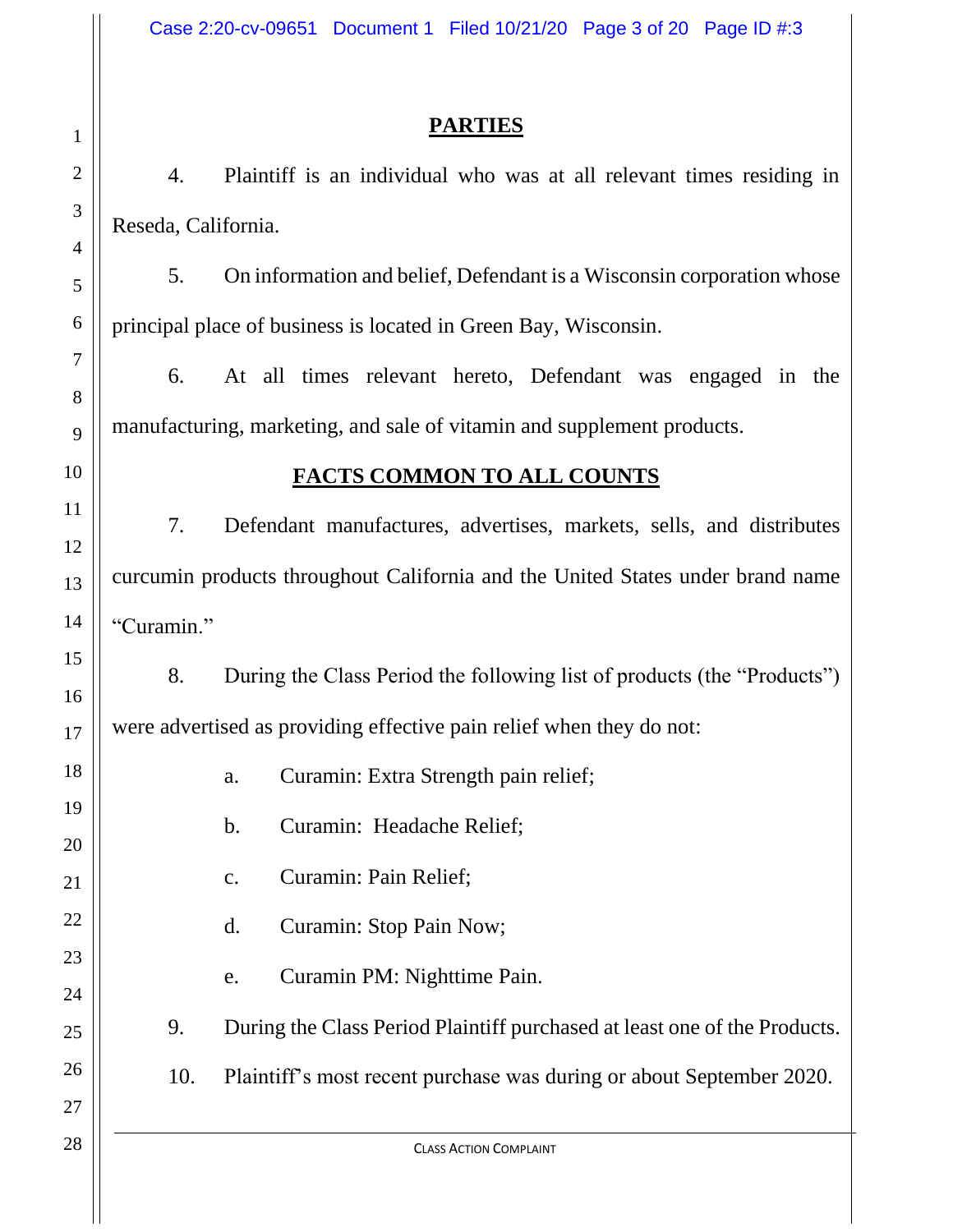## PARTIES

4. Plaintiff is an individual who was at all relevant times residing in Reseda, California.

5. On information and belief, Defendant is a Wisconsin corporation whose principal place of business is located in Green Bay, Wisconsin.

6. At all times relevant hereto, Defendant was engaged in the manufacturing, marketing, and sale of vitamin and supplement products.

## FACTS COMMON TO ALL COUNTS

7. Defendant manufactures, advertises, markets, sells, and distributes curcumin products throughout California and the United States under brand name "Curamin."

8. During the Class Period the following list of products (the "Products") were advertised as providing effective pain relief when they do not:

   a. Curamin: Extra Strength pain relief;

   b. Curamin: Headache Relief;

   c. Curamin: Pain Relief;

   d. Curamin: Stop Pain Now;

   e. Curamin PM: Nighttime Pain.

9. During the Class Period Plaintiff purchased at least one of the Products.

10. Plaintiff's most recent purchase was during or about September 2020.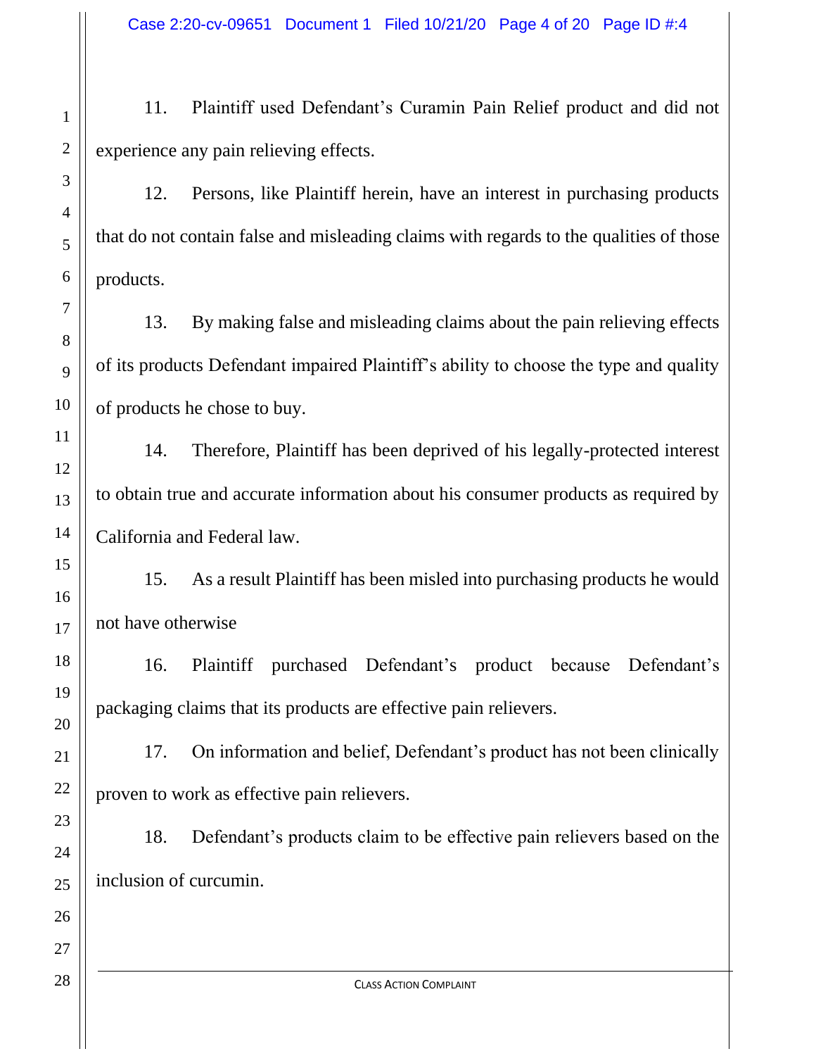11. Plaintiff used Defendant's Curamin Pain Relief product and did not experience any pain relieving effects.

12. Persons, like Plaintiff herein, have an interest in purchasing products that do not contain false and misleading claims with regards to the qualities of those products.

13. By making false and misleading claims about the pain relieving effects of its products Defendant impaired Plaintiff's ability to choose the type and quality of products he chose to buy.

14. Therefore, Plaintiff has been deprived of his legally-protected interest to obtain true and accurate information about his consumer products as required by California and Federal law.

15. As a result Plaintiff has been misled into purchasing products he would not have otherwise

16. Plaintiff purchased Defendant's product because Defendant's packaging claims that its products are effective pain relievers.

17. On information and belief, Defendant's product has not been clinically proven to work as effective pain relievers.

18. Defendant's products claim to be effective pain relievers based on the inclusion of curcumin.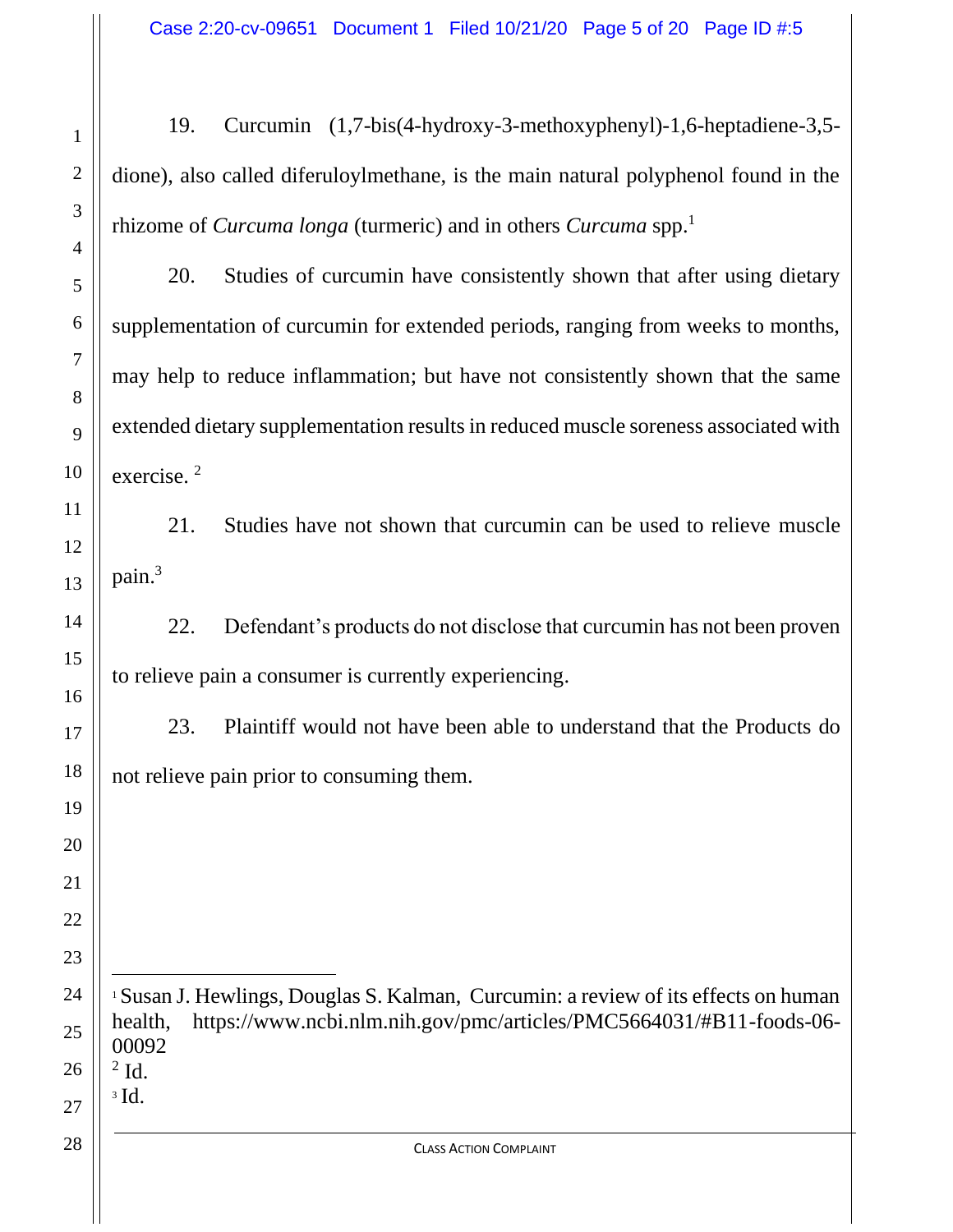19. Curcumin (1,7-bis(4-hydroxy-3-methoxyphenyl)-1,6-heptadiene-3,5-dione), also called diferuloylmethane, is the main natural polyphenol found in the rhizome of *Curcuma longa* (turmeric) and in others *Curcuma* spp.[1]

20. Studies of curcumin have consistently shown that after using dietary supplementation of curcumin for extended periods, ranging from weeks to months, may help to reduce inflammation; but have not consistently shown that the same extended dietary supplementation results in reduced muscle soreness associated with exercise. [2]

21. Studies have not shown that curcumin can be used to relieve muscle pain.[3]

22. Defendant's products do not disclose that curcumin has not been proven to relieve pain a consumer is currently experiencing.

23. Plaintiff would not have been able to understand that the Products do not relieve pain prior to consuming them.

---

[1] Susan J. Hewlings, Douglas S. Kalman, Curcumin: a review of its effects on human health, https://www.ncbi.nlm.nih.gov/pmc/articles/PMC5664031/#B11-foods-06-00092

[2] Id.

[3] Id.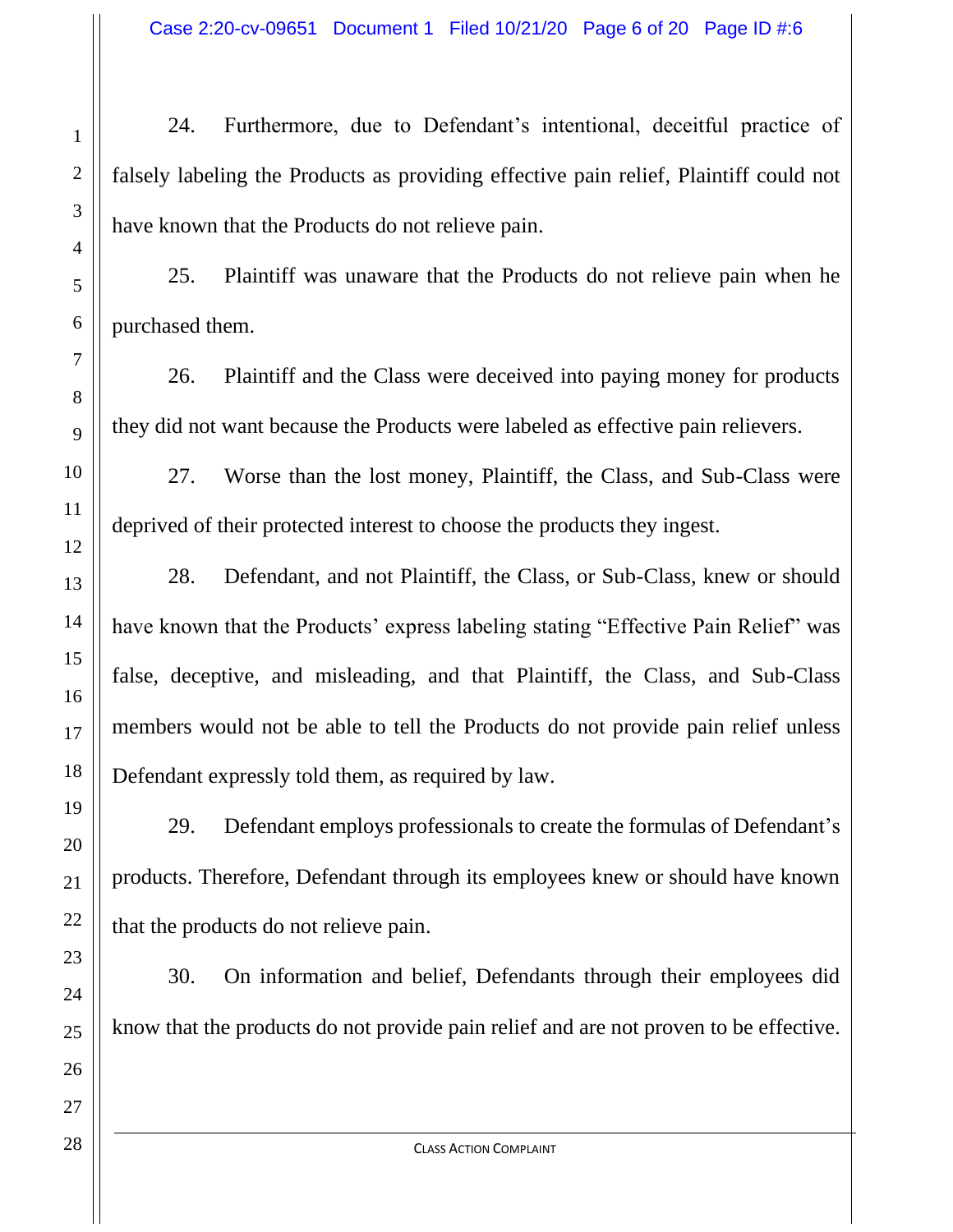24. Furthermore, due to Defendant's intentional, deceitful practice of falsely labeling the Products as providing effective pain relief, Plaintiff could not have known that the Products do not relieve pain.

25. Plaintiff was unaware that the Products do not relieve pain when he purchased them.

26. Plaintiff and the Class were deceived into paying money for products they did not want because the Products were labeled as effective pain relievers.

27. Worse than the lost money, Plaintiff, the Class, and Sub-Class were deprived of their protected interest to choose the products they ingest.

28. Defendant, and not Plaintiff, the Class, or Sub-Class, knew or should have known that the Products' express labeling stating "Effective Pain Relief" was false, deceptive, and misleading, and that Plaintiff, the Class, and Sub-Class members would not be able to tell the Products do not provide pain relief unless Defendant expressly told them, as required by law.

29. Defendant employs professionals to create the formulas of Defendant's products. Therefore, Defendant through its employees knew or should have known that the products do not relieve pain.

30. On information and belief, Defendants through their employees did know that the products do not provide pain relief and are not proven to be effective.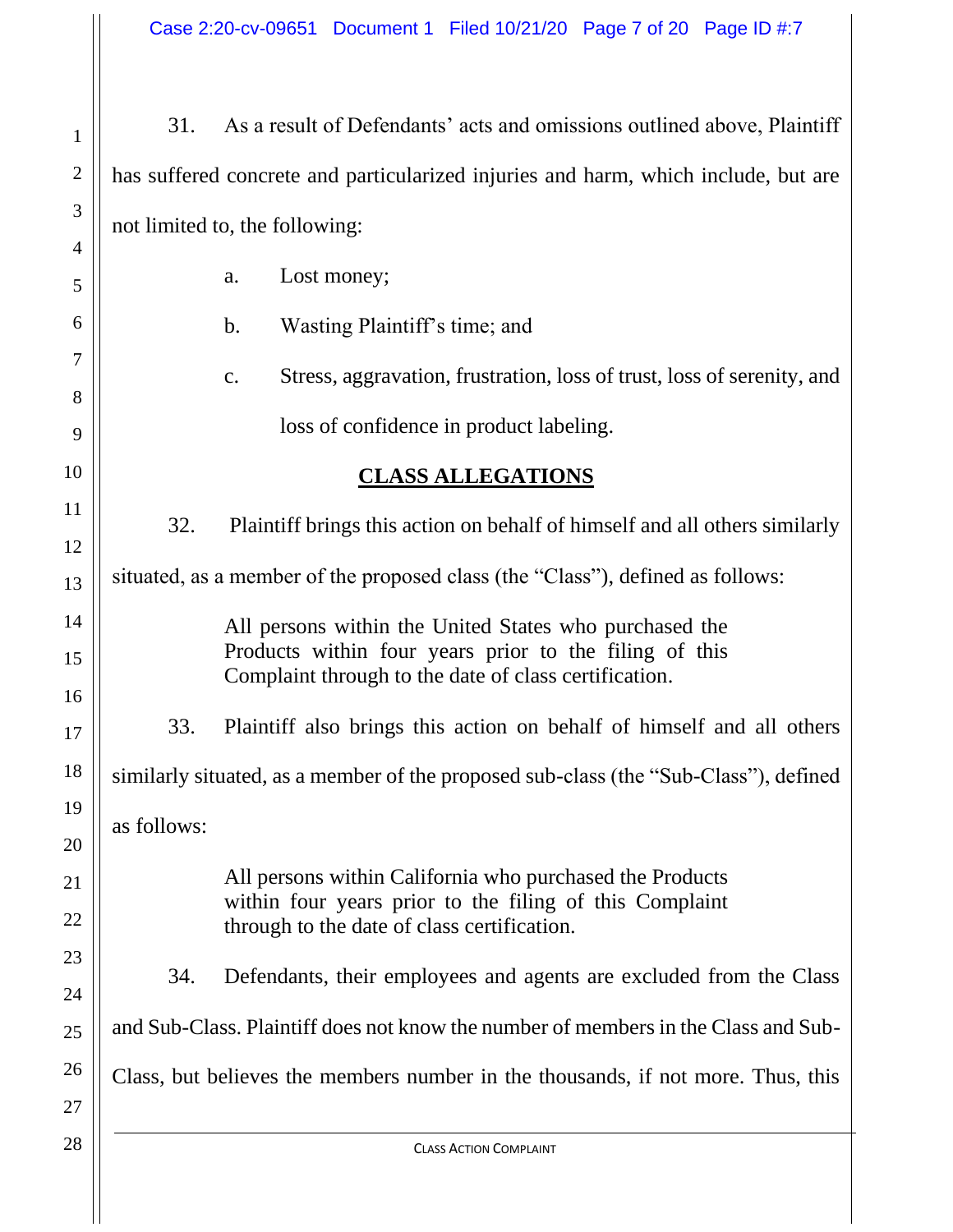31. As a result of Defendants' acts and omissions outlined above, Plaintiff has suffered concrete and particularized injuries and harm, which include, but are not limited to, the following:

a. Lost money;

b. Wasting Plaintiff's time; and

c. Stress, aggravation, frustration, loss of trust, loss of serenity, and loss of confidence in product labeling.

## CLASS ALLEGATIONS

32. Plaintiff brings this action on behalf of himself and all others similarly situated, as a member of the proposed class (the "Class"), defined as follows:

> All persons within the United States who purchased the Products within four years prior to the filing of this Complaint through to the date of class certification.

33. Plaintiff also brings this action on behalf of himself and all others similarly situated, as a member of the proposed sub-class (the "Sub-Class"), defined as follows:

> All persons within California who purchased the Products within four years prior to the filing of this Complaint through to the date of class certification.

34. Defendants, their employees and agents are excluded from the Class and Sub-Class. Plaintiff does not know the number of members in the Class and Sub-Class, but believes the members number in the thousands, if not more. Thus, this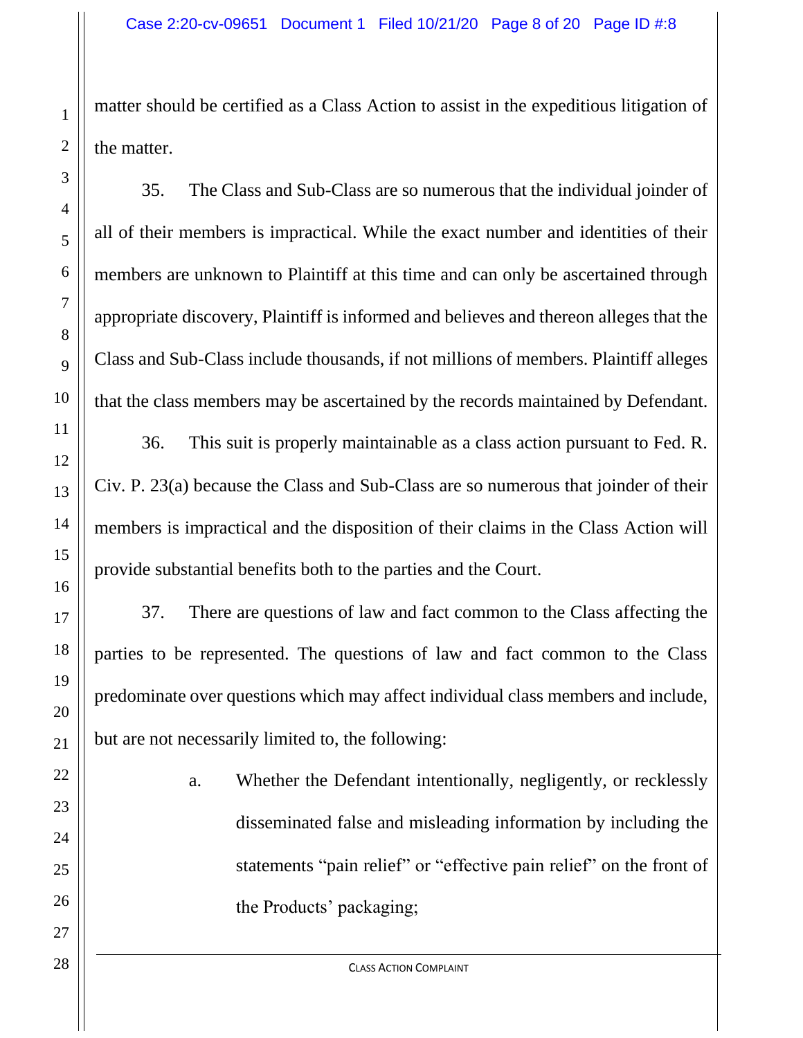matter should be certified as a Class Action to assist in the expeditious litigation of the matter.

35. The Class and Sub-Class are so numerous that the individual joinder of all of their members is impractical. While the exact number and identities of their members are unknown to Plaintiff at this time and can only be ascertained through appropriate discovery, Plaintiff is informed and believes and thereon alleges that the Class and Sub-Class include thousands, if not millions of members. Plaintiff alleges that the class members may be ascertained by the records maintained by Defendant.

36. This suit is properly maintainable as a class action pursuant to Fed. R. Civ. P. 23(a) because the Class and Sub-Class are so numerous that joinder of their members is impractical and the disposition of their claims in the Class Action will provide substantial benefits both to the parties and the Court.

37. There are questions of law and fact common to the Class affecting the parties to be represented. The questions of law and fact common to the Class predominate over questions which may affect individual class members and include, but are not necessarily limited to, the following:

a. Whether the Defendant intentionally, negligently, or recklessly disseminated false and misleading information by including the statements "pain relief" or "effective pain relief" on the front of the Products' packaging;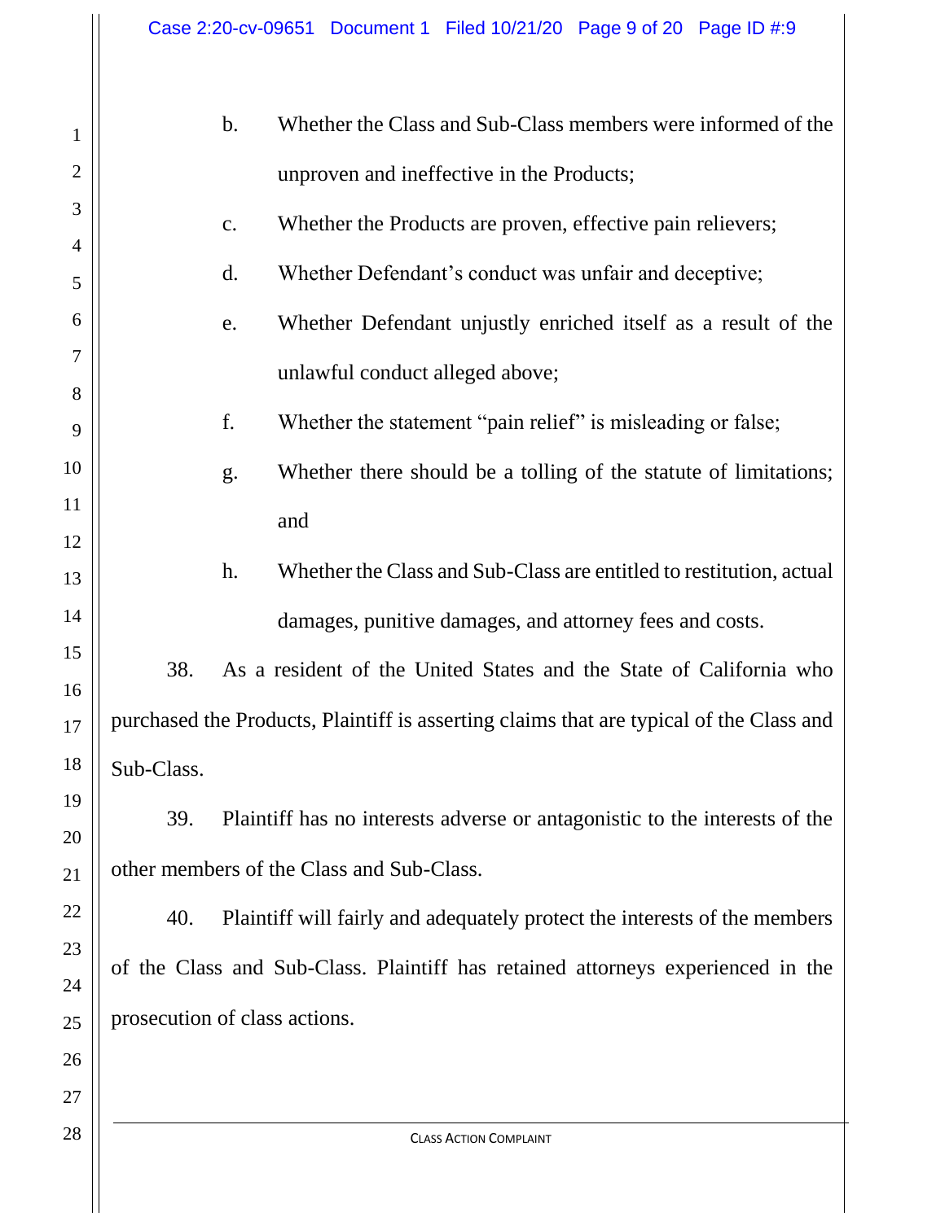b. Whether the Class and Sub-Class members were informed of the unproven and ineffective in the Products;

c. Whether the Products are proven, effective pain relievers;

d. Whether Defendant's conduct was unfair and deceptive;

e. Whether Defendant unjustly enriched itself as a result of the unlawful conduct alleged above;

f. Whether the statement "pain relief" is misleading or false;

g. Whether there should be a tolling of the statute of limitations; and

h. Whether the Class and Sub-Class are entitled to restitution, actual damages, punitive damages, and attorney fees and costs.

38. As a resident of the United States and the State of California who purchased the Products, Plaintiff is asserting claims that are typical of the Class and Sub-Class.

39. Plaintiff has no interests adverse or antagonistic to the interests of the other members of the Class and Sub-Class.

40. Plaintiff will fairly and adequately protect the interests of the members of the Class and Sub-Class. Plaintiff has retained attorneys experienced in the prosecution of class actions.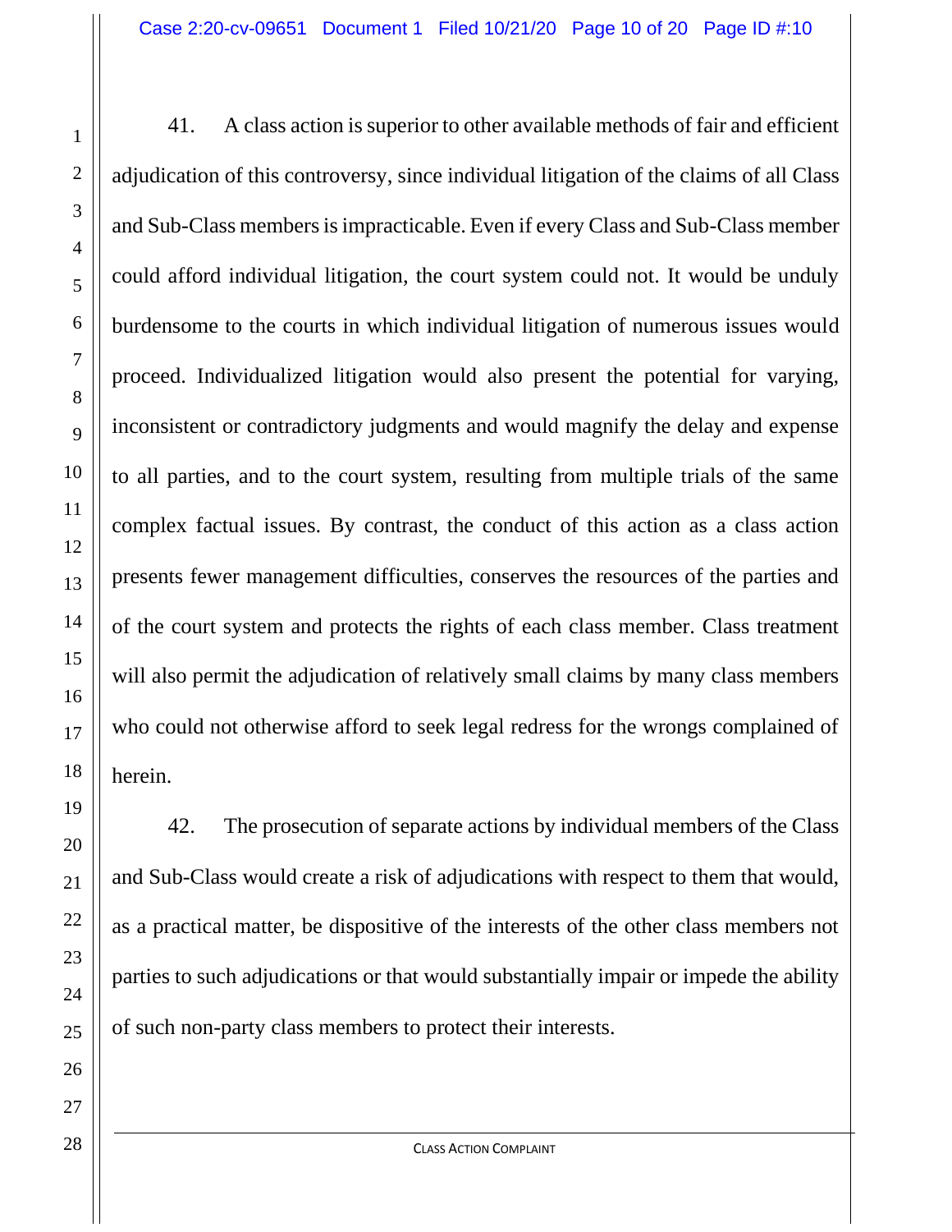41. A class action is superior to other available methods of fair and efficient adjudication of this controversy, since individual litigation of the claims of all Class and Sub-Class members is impracticable. Even if every Class and Sub-Class member could afford individual litigation, the court system could not. It would be unduly burdensome to the courts in which individual litigation of numerous issues would proceed. Individualized litigation would also present the potential for varying, inconsistent or contradictory judgments and would magnify the delay and expense to all parties, and to the court system, resulting from multiple trials of the same complex factual issues. By contrast, the conduct of this action as a class action presents fewer management difficulties, conserves the resources of the parties and of the court system and protects the rights of each class member. Class treatment will also permit the adjudication of relatively small claims by many class members who could not otherwise afford to seek legal redress for the wrongs complained of herein.

42. The prosecution of separate actions by individual members of the Class and Sub-Class would create a risk of adjudications with respect to them that would, as a practical matter, be dispositive of the interests of the other class members not parties to such adjudications or that would substantially impair or impede the ability of such non-party class members to protect their interests.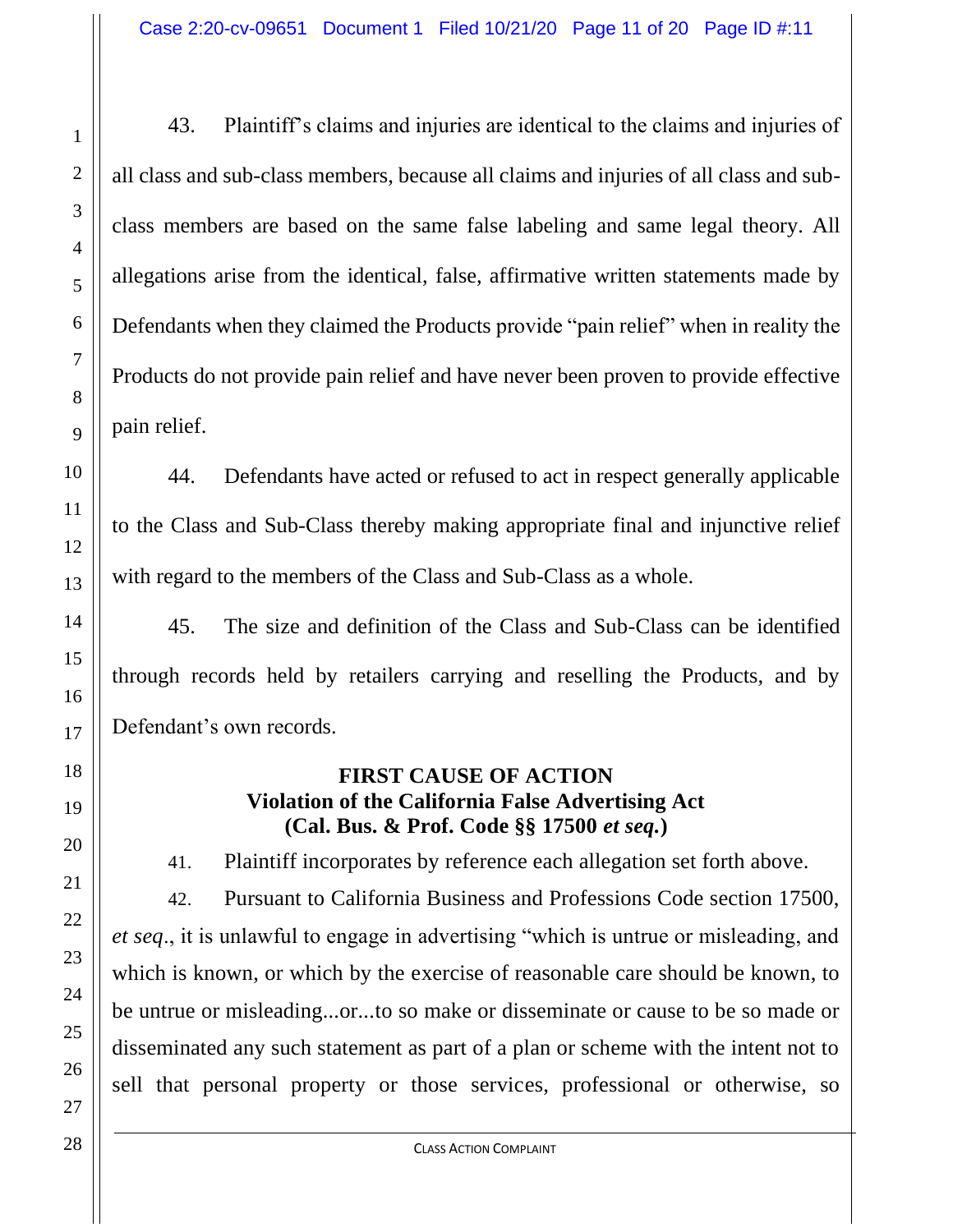43. Plaintiff's claims and injuries are identical to the claims and injuries of all class and sub-class members, because all claims and injuries of all class and sub-class members are based on the same false labeling and same legal theory. All allegations arise from the identical, false, affirmative written statements made by Defendants when they claimed the Products provide "pain relief" when in reality the Products do not provide pain relief and have never been proven to provide effective pain relief.

44. Defendants have acted or refused to act in respect generally applicable to the Class and Sub-Class thereby making appropriate final and injunctive relief with regard to the members of the Class and Sub-Class as a whole.

45. The size and definition of the Class and Sub-Class can be identified through records held by retailers carrying and reselling the Products, and by Defendant's own records.

**FIRST CAUSE OF ACTION**
**Violation of the California False Advertising Act**
**(Cal. Bus. & Prof. Code §§ 17500 *et seq.*)**

41. Plaintiff incorporates by reference each allegation set forth above.

42. Pursuant to California Business and Professions Code section 17500, *et seq*., it is unlawful to engage in advertising "which is untrue or misleading, and which is known, or which by the exercise of reasonable care should be known, to be untrue or misleading...or...to so make or disseminate or cause to be so made or disseminated any such statement as part of a plan or scheme with the intent not to sell that personal property or those services, professional or otherwise, so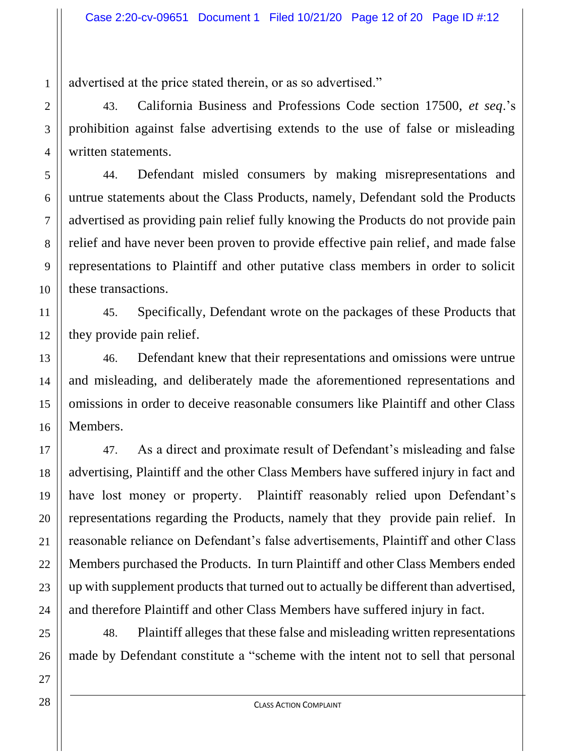advertised at the price stated therein, or as so advertised."

43. California Business and Professions Code section 17500, *et seq*.'s prohibition against false advertising extends to the use of false or misleading written statements.

44. Defendant misled consumers by making misrepresentations and untrue statements about the Class Products, namely, Defendant sold the Products advertised as providing pain relief fully knowing the Products do not provide pain relief and have never been proven to provide effective pain relief, and made false representations to Plaintiff and other putative class members in order to solicit these transactions.

45. Specifically, Defendant wrote on the packages of these Products that they provide pain relief.

46. Defendant knew that their representations and omissions were untrue and misleading, and deliberately made the aforementioned representations and omissions in order to deceive reasonable consumers like Plaintiff and other Class Members.

47. As a direct and proximate result of Defendant's misleading and false advertising, Plaintiff and the other Class Members have suffered injury in fact and have lost money or property. Plaintiff reasonably relied upon Defendant's representations regarding the Products, namely that they provide pain relief. In reasonable reliance on Defendant's false advertisements, Plaintiff and other Class Members purchased the Products. In turn Plaintiff and other Class Members ended up with supplement products that turned out to actually be different than advertised, and therefore Plaintiff and other Class Members have suffered injury in fact.

48. Plaintiff alleges that these false and misleading written representations made by Defendant constitute a "scheme with the intent not to sell that personal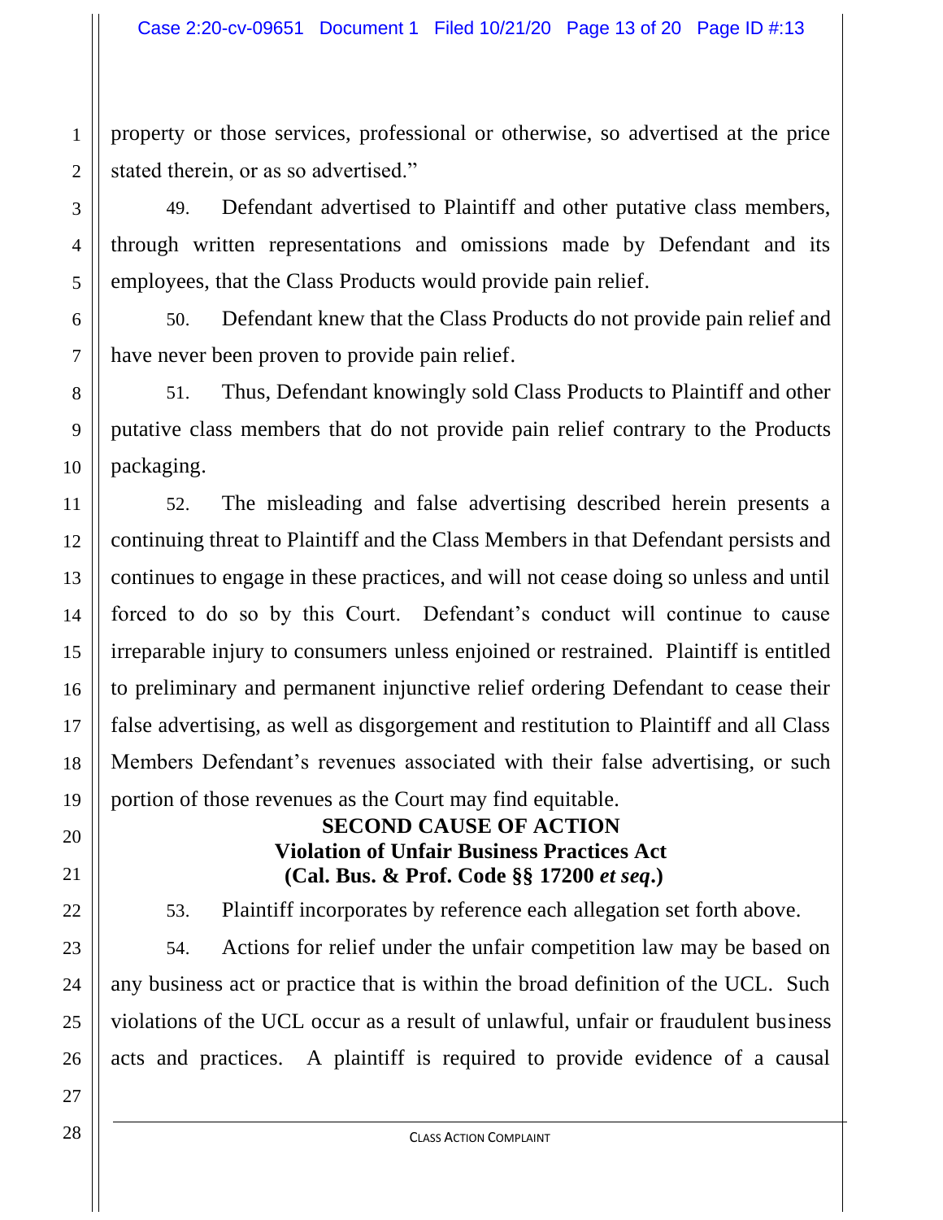property or those services, professional or otherwise, so advertised at the price stated therein, or as so advertised."

49. Defendant advertised to Plaintiff and other putative class members, through written representations and omissions made by Defendant and its employees, that the Class Products would provide pain relief.

50. Defendant knew that the Class Products do not provide pain relief and have never been proven to provide pain relief.

51. Thus, Defendant knowingly sold Class Products to Plaintiff and other putative class members that do not provide pain relief contrary to the Products packaging.

52. The misleading and false advertising described herein presents a continuing threat to Plaintiff and the Class Members in that Defendant persists and continues to engage in these practices, and will not cease doing so unless and until forced to do so by this Court. Defendant's conduct will continue to cause irreparable injury to consumers unless enjoined or restrained. Plaintiff is entitled to preliminary and permanent injunctive relief ordering Defendant to cease their false advertising, as well as disgorgement and restitution to Plaintiff and all Class Members Defendant's revenues associated with their false advertising, or such portion of those revenues as the Court may find equitable.

**SECOND CAUSE OF ACTION**
**Violation of Unfair Business Practices Act**
**(Cal. Bus. & Prof. Code §§ 17200 *et seq*.)**

53. Plaintiff incorporates by reference each allegation set forth above.

54. Actions for relief under the unfair competition law may be based on any business act or practice that is within the broad definition of the UCL. Such violations of the UCL occur as a result of unlawful, unfair or fraudulent business acts and practices. A plaintiff is required to provide evidence of a causal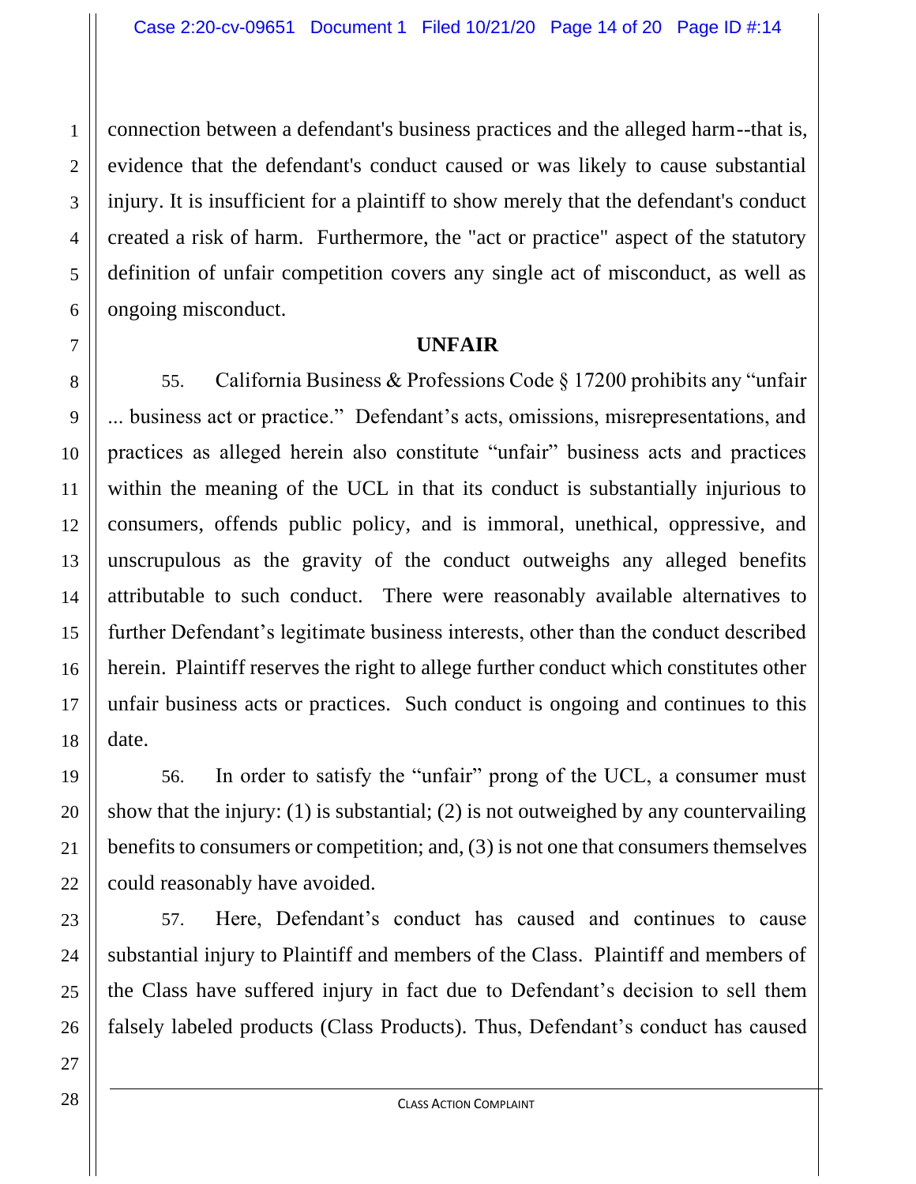connection between a defendant's business practices and the alleged harm--that is, evidence that the defendant's conduct caused or was likely to cause substantial injury. It is insufficient for a plaintiff to show merely that the defendant's conduct created a risk of harm. Furthermore, the "act or practice" aspect of the statutory definition of unfair competition covers any single act of misconduct, as well as ongoing misconduct.

**UNFAIR**

55. California Business & Professions Code § 17200 prohibits any "unfair ... business act or practice." Defendant's acts, omissions, misrepresentations, and practices as alleged herein also constitute "unfair" business acts and practices within the meaning of the UCL in that its conduct is substantially injurious to consumers, offends public policy, and is immoral, unethical, oppressive, and unscrupulous as the gravity of the conduct outweighs any alleged benefits attributable to such conduct. There were reasonably available alternatives to further Defendant's legitimate business interests, other than the conduct described herein. Plaintiff reserves the right to allege further conduct which constitutes other unfair business acts or practices. Such conduct is ongoing and continues to this date.

56. In order to satisfy the "unfair" prong of the UCL, a consumer must show that the injury: (1) is substantial; (2) is not outweighed by any countervailing benefits to consumers or competition; and, (3) is not one that consumers themselves could reasonably have avoided.

57. Here, Defendant's conduct has caused and continues to cause substantial injury to Plaintiff and members of the Class. Plaintiff and members of the Class have suffered injury in fact due to Defendant's decision to sell them falsely labeled products (Class Products). Thus, Defendant's conduct has caused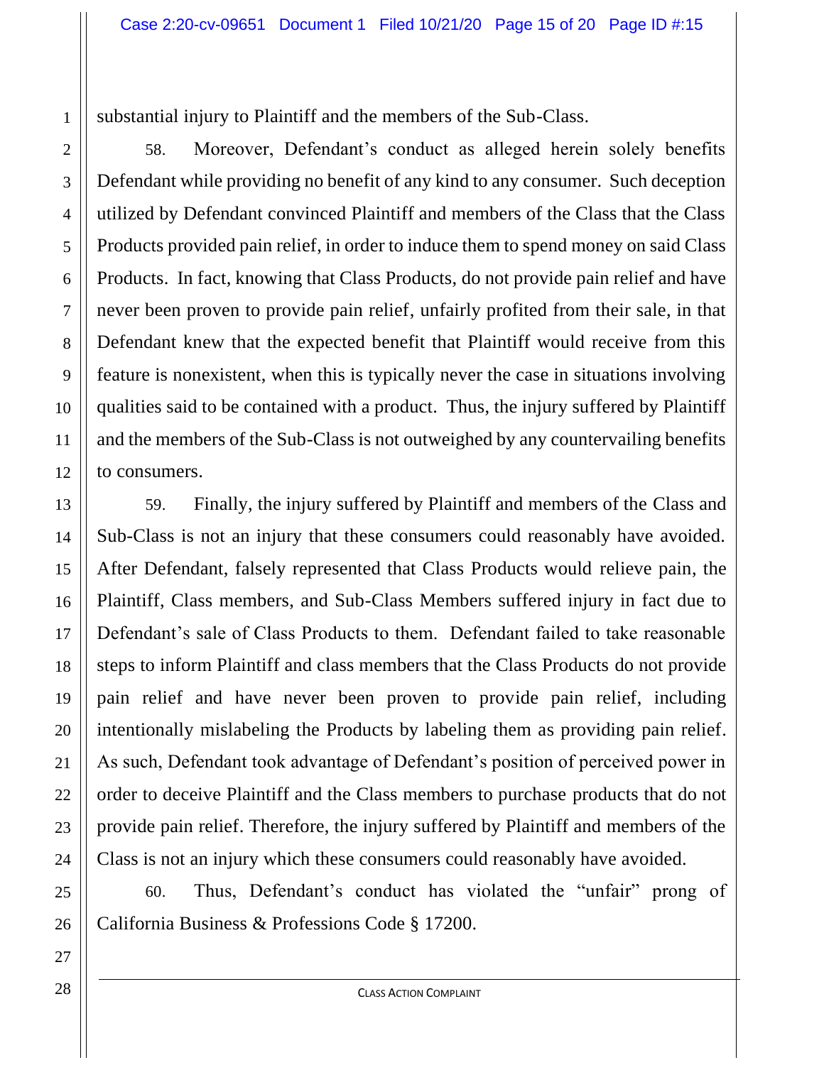substantial injury to Plaintiff and the members of the Sub-Class.

58. Moreover, Defendant's conduct as alleged herein solely benefits Defendant while providing no benefit of any kind to any consumer. Such deception utilized by Defendant convinced Plaintiff and members of the Class that the Class Products provided pain relief, in order to induce them to spend money on said Class Products. In fact, knowing that Class Products, do not provide pain relief and have never been proven to provide pain relief, unfairly profited from their sale, in that Defendant knew that the expected benefit that Plaintiff would receive from this feature is nonexistent, when this is typically never the case in situations involving qualities said to be contained with a product. Thus, the injury suffered by Plaintiff and the members of the Sub-Class is not outweighed by any countervailing benefits to consumers.

59. Finally, the injury suffered by Plaintiff and members of the Class and Sub-Class is not an injury that these consumers could reasonably have avoided. After Defendant, falsely represented that Class Products would relieve pain, the Plaintiff, Class members, and Sub-Class Members suffered injury in fact due to Defendant's sale of Class Products to them. Defendant failed to take reasonable steps to inform Plaintiff and class members that the Class Products do not provide pain relief and have never been proven to provide pain relief, including intentionally mislabeling the Products by labeling them as providing pain relief. As such, Defendant took advantage of Defendant's position of perceived power in order to deceive Plaintiff and the Class members to purchase products that do not provide pain relief. Therefore, the injury suffered by Plaintiff and members of the Class is not an injury which these consumers could reasonably have avoided.

60. Thus, Defendant's conduct has violated the "unfair" prong of California Business & Professions Code § 17200.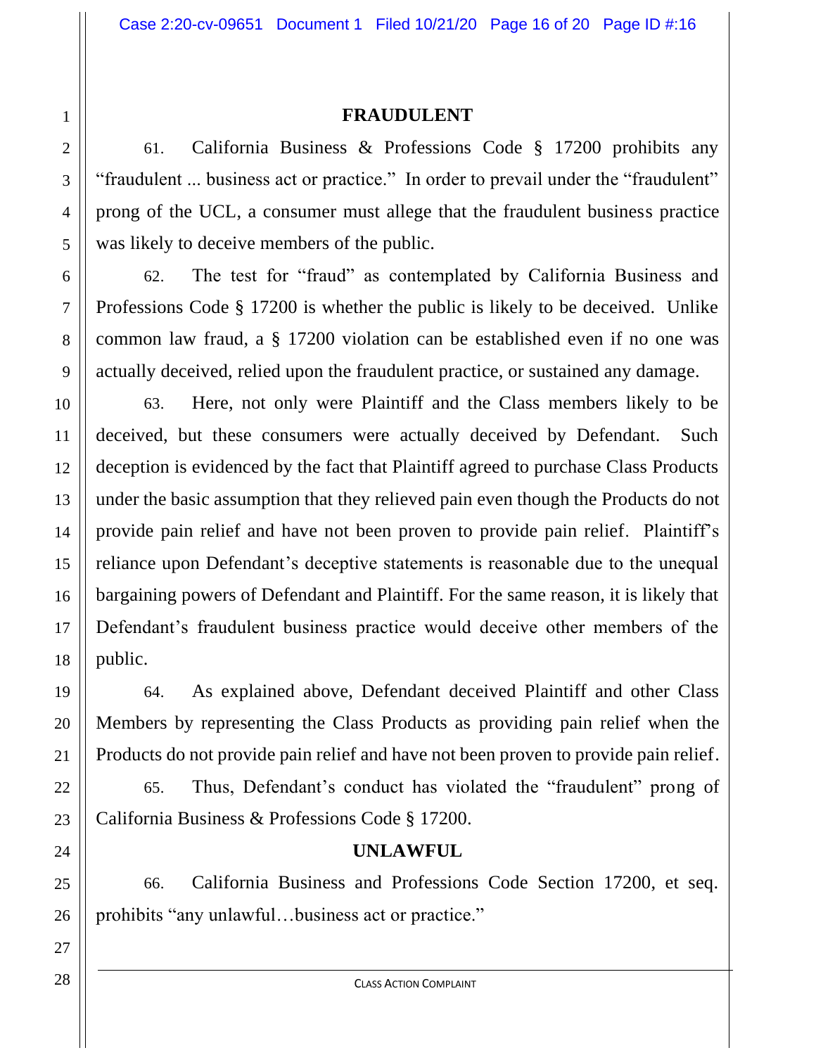## FRAUDULENT

61. California Business & Professions Code § 17200 prohibits any "fraudulent ... business act or practice." In order to prevail under the "fraudulent" prong of the UCL, a consumer must allege that the fraudulent business practice was likely to deceive members of the public.

62. The test for "fraud" as contemplated by California Business and Professions Code § 17200 is whether the public is likely to be deceived. Unlike common law fraud, a § 17200 violation can be established even if no one was actually deceived, relied upon the fraudulent practice, or sustained any damage.

63. Here, not only were Plaintiff and the Class members likely to be deceived, but these consumers were actually deceived by Defendant. Such deception is evidenced by the fact that Plaintiff agreed to purchase Class Products under the basic assumption that they relieved pain even though the Products do not provide pain relief and have not been proven to provide pain relief. Plaintiff's reliance upon Defendant's deceptive statements is reasonable due to the unequal bargaining powers of Defendant and Plaintiff. For the same reason, it is likely that Defendant's fraudulent business practice would deceive other members of the public.

64. As explained above, Defendant deceived Plaintiff and other Class Members by representing the Class Products as providing pain relief when the Products do not provide pain relief and have not been proven to provide pain relief.

65. Thus, Defendant's conduct has violated the "fraudulent" prong of California Business & Professions Code § 17200.

## UNLAWFUL

66. California Business and Professions Code Section 17200, et seq. prohibits "any unlawful…business act or practice."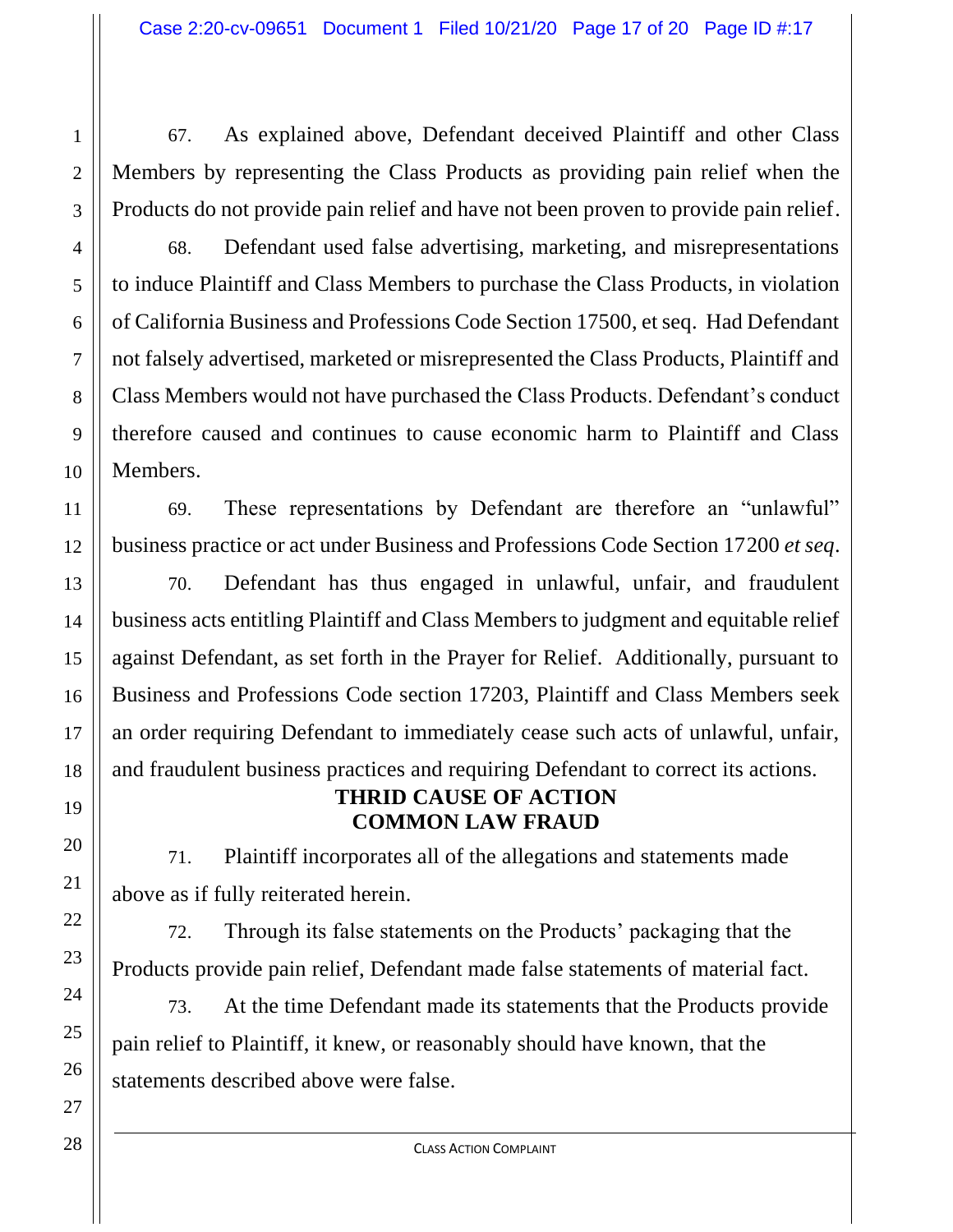67. As explained above, Defendant deceived Plaintiff and other Class Members by representing the Class Products as providing pain relief when the Products do not provide pain relief and have not been proven to provide pain relief.

68. Defendant used false advertising, marketing, and misrepresentations to induce Plaintiff and Class Members to purchase the Class Products, in violation of California Business and Professions Code Section 17500, et seq. Had Defendant not falsely advertised, marketed or misrepresented the Class Products, Plaintiff and Class Members would not have purchased the Class Products. Defendant's conduct therefore caused and continues to cause economic harm to Plaintiff and Class Members.

69. These representations by Defendant are therefore an "unlawful" business practice or act under Business and Professions Code Section 17200 *et seq*.

70. Defendant has thus engaged in unlawful, unfair, and fraudulent business acts entitling Plaintiff and Class Members to judgment and equitable relief against Defendant, as set forth in the Prayer for Relief. Additionally, pursuant to Business and Professions Code section 17203, Plaintiff and Class Members seek an order requiring Defendant to immediately cease such acts of unlawful, unfair, and fraudulent business practices and requiring Defendant to correct its actions.

**THRID CAUSE OF ACTION**
**COMMON LAW FRAUD**

71. Plaintiff incorporates all of the allegations and statements made above as if fully reiterated herein.

72. Through its false statements on the Products' packaging that the Products provide pain relief, Defendant made false statements of material fact.

73. At the time Defendant made its statements that the Products provide pain relief to Plaintiff, it knew, or reasonably should have known, that the statements described above were false.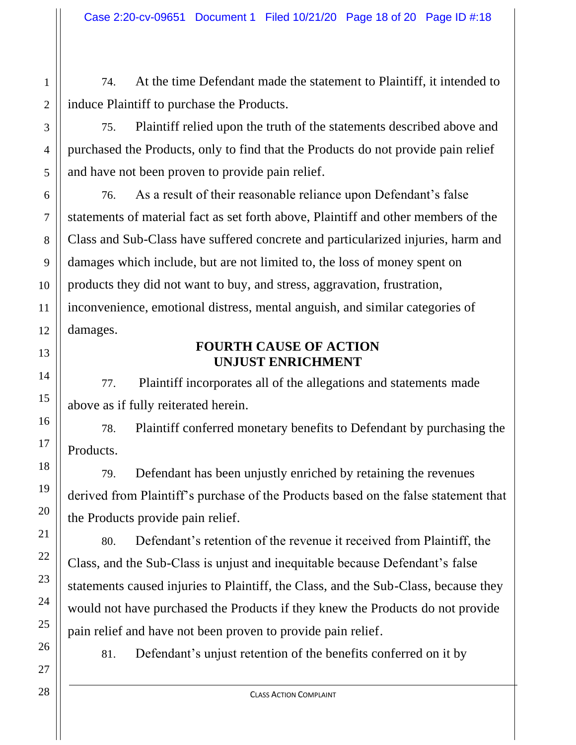74. At the time Defendant made the statement to Plaintiff, it intended to induce Plaintiff to purchase the Products.

75. Plaintiff relied upon the truth of the statements described above and purchased the Products, only to find that the Products do not provide pain relief and have not been proven to provide pain relief.

76. As a result of their reasonable reliance upon Defendant's false statements of material fact as set forth above, Plaintiff and other members of the Class and Sub-Class have suffered concrete and particularized injuries, harm and damages which include, but are not limited to, the loss of money spent on products they did not want to buy, and stress, aggravation, frustration, inconvenience, emotional distress, mental anguish, and similar categories of damages.

**FOURTH CAUSE OF ACTION**
**UNJUST ENRICHMENT**

77. Plaintiff incorporates all of the allegations and statements made above as if fully reiterated herein.

78. Plaintiff conferred monetary benefits to Defendant by purchasing the Products.

79. Defendant has been unjustly enriched by retaining the revenues derived from Plaintiff's purchase of the Products based on the false statement that the Products provide pain relief.

80. Defendant's retention of the revenue it received from Plaintiff, the Class, and the Sub-Class is unjust and inequitable because Defendant's false statements caused injuries to Plaintiff, the Class, and the Sub-Class, because they would not have purchased the Products if they knew the Products do not provide pain relief and have not been proven to provide pain relief.

81. Defendant's unjust retention of the benefits conferred on it by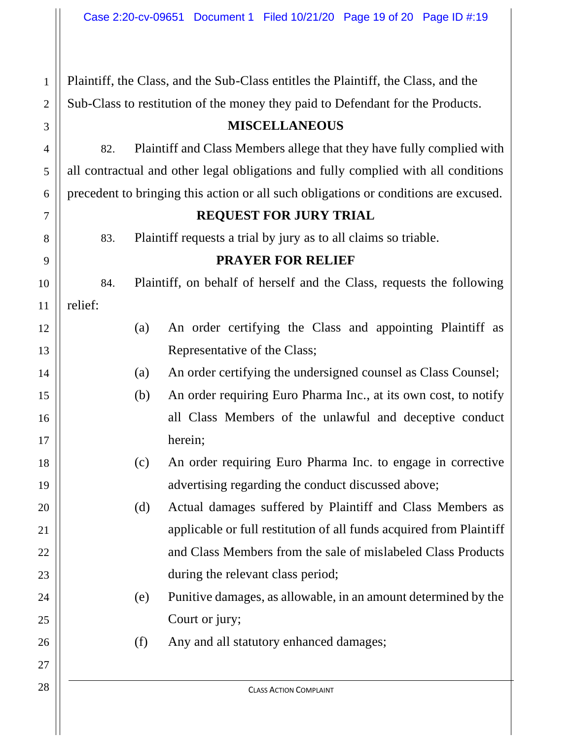Plaintiff, the Class, and the Sub-Class entitles the Plaintiff, the Class, and the Sub-Class to restitution of the money they paid to Defendant for the Products.

**MISCELLANEOUS**

82. Plaintiff and Class Members allege that they have fully complied with all contractual and other legal obligations and fully complied with all conditions precedent to bringing this action or all such obligations or conditions are excused.

**REQUEST FOR JURY TRIAL**

83. Plaintiff requests a trial by jury as to all claims so triable.

**PRAYER FOR RELIEF**

84. Plaintiff, on behalf of herself and the Class, requests the following relief:

(a) An order certifying the Class and appointing Plaintiff as Representative of the Class;

(a) An order certifying the undersigned counsel as Class Counsel;

(b) An order requiring Euro Pharma Inc., at its own cost, to notify all Class Members of the unlawful and deceptive conduct herein;

(c) An order requiring Euro Pharma Inc. to engage in corrective advertising regarding the conduct discussed above;

(d) Actual damages suffered by Plaintiff and Class Members as applicable or full restitution of all funds acquired from Plaintiff and Class Members from the sale of mislabeled Class Products during the relevant class period;

(e) Punitive damages, as allowable, in an amount determined by the Court or jury;

(f) Any and all statutory enhanced damages;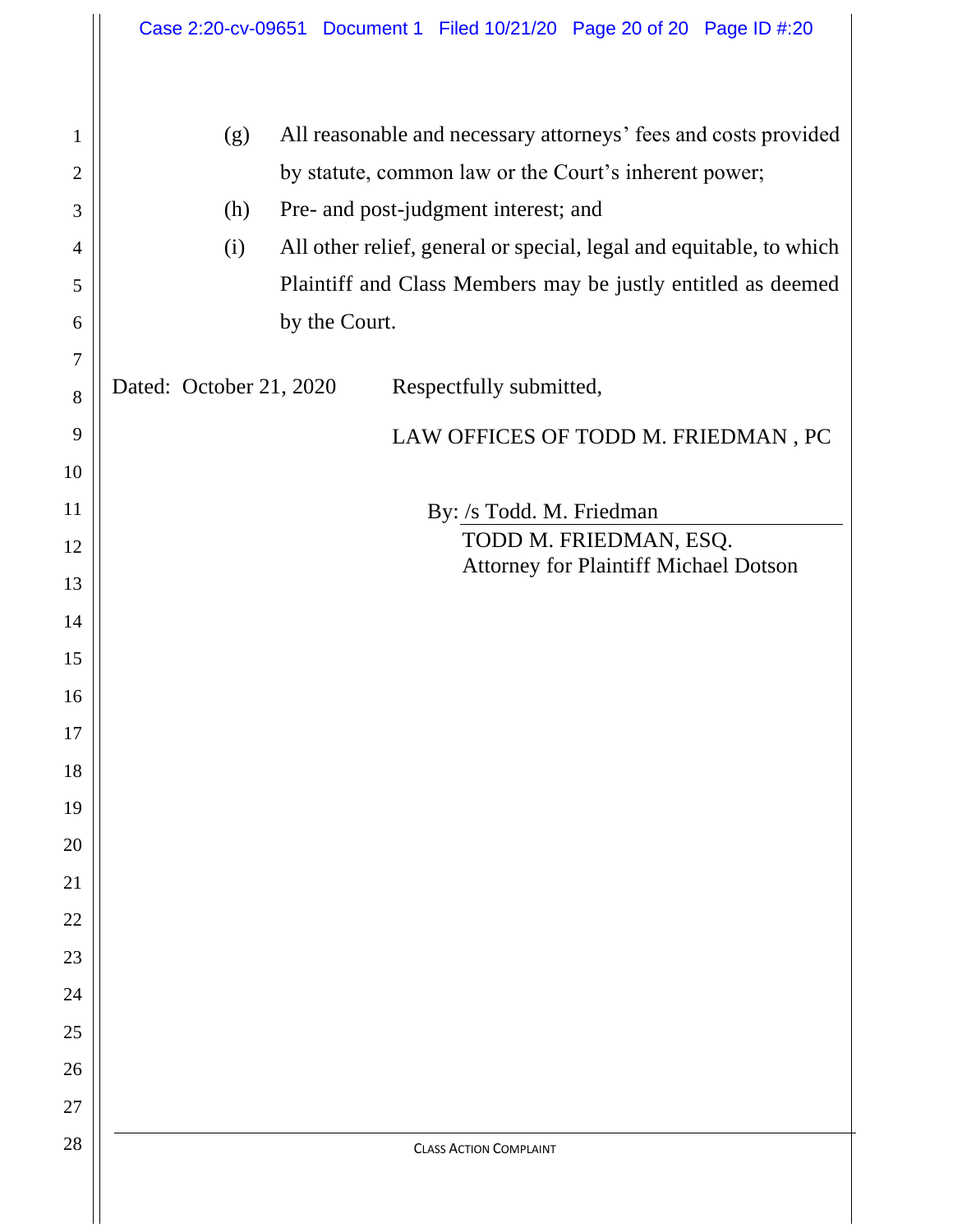(g) All reasonable and necessary attorneys' fees and costs provided by statute, common law or the Court's inherent power;

(h) Pre- and post-judgment interest; and

(i) All other relief, general or special, legal and equitable, to which Plaintiff and Class Members may be justly entitled as deemed by the Court.

Dated: October 21, 2020

Respectfully submitted,

LAW OFFICES OF TODD M. FRIEDMAN , PC

By: /s Todd. M. Friedman

TODD M. FRIEDMAN, ESQ.
Attorney for Plaintiff Michael Dotson